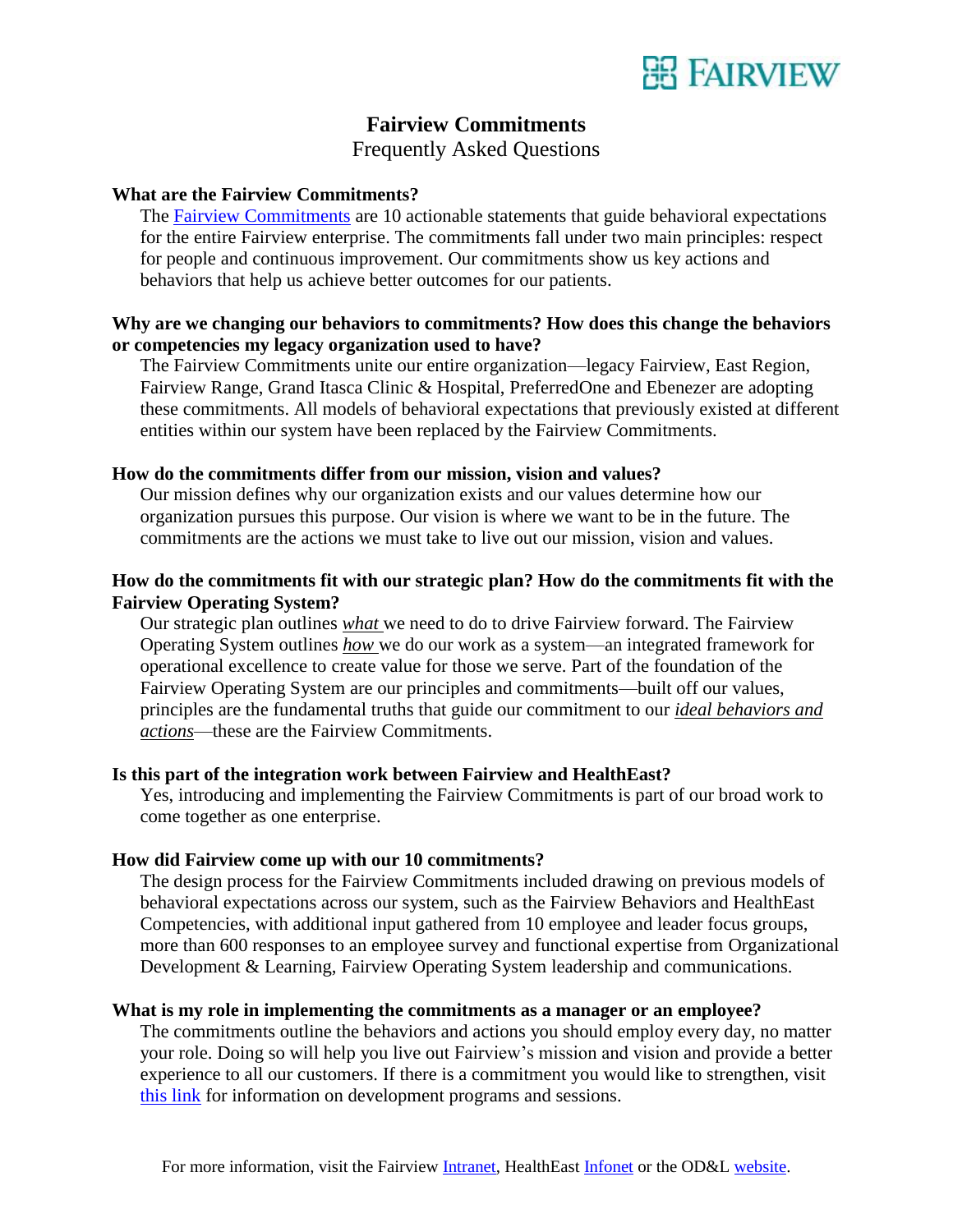# Fairview Commitments

Frequently Asked Questions

**What are the Fairview Commitments?**

The Fairview Commitments are 10 actionable statements that guide behavioral expectations for the entire Fairview enterprise. The commitments fall under two main principles: respect for people and continuous improvement. Our commitments show us key actions and behaviors that help us achieve better outcomes for our patients.

**Why are we changing our behaviors to commitments? How does this change the behaviors or competencies my legacy organization used to have?**

The Fairview Commitments unite our entire organization—legacy Fairview, East Region, Fairview Range, Grand Itasca Clinic & Hospital, PreferredOne and Ebenezer are adopting these commitments. All models of behavioral expectations that previously existed at different entities within our system have been replaced by the Fairview Commitments.

**How do the commitments differ from our mission, vision and values?**

Our mission defines why our organization exists and our values determine how our organization pursues this purpose. Our vision is where we want to be in the future. The commitments are the actions we must take to live out our mission, vision and values.

**How do the commitments fit with our strategic plan? How do the commitments fit with the Fairview Operating System?**

Our strategic plan outlines ***what*** we need to do to drive Fairview forward. The Fairview Operating System outlines ***how*** we do our work as a system—an integrated framework for operational excellence to create value for those we serve. Part of the foundation of the Fairview Operating System are our principles and commitments—built off our values, principles are the fundamental truths that guide our commitment to our *ideal behaviors and actions*—these are the Fairview Commitments.

**Is this part of the integration work between Fairview and HealthEast?**

Yes, introducing and implementing the Fairview Commitments is part of our broad work to come together as one enterprise.

**How did Fairview come up with our 10 commitments?**

The design process for the Fairview Commitments included drawing on previous models of behavioral expectations across our system, such as the Fairview Behaviors and HealthEast Competencies, with additional input gathered from 10 employee and leader focus groups, more than 600 responses to an employee survey and functional expertise from Organizational Development & Learning, Fairview Operating System leadership and communications.

**What is my role in implementing the commitments as a manager or an employee?**

The commitments outline the behaviors and actions you should employ every day, no matter your role. Doing so will help you live out Fairview's mission and vision and provide a better experience to all our customers. If there is a commitment you would like to strengthen, visit this link for information on development programs and sessions.

For more information, visit the Fairview Intranet, HealthEast Infonet or the OD&L website.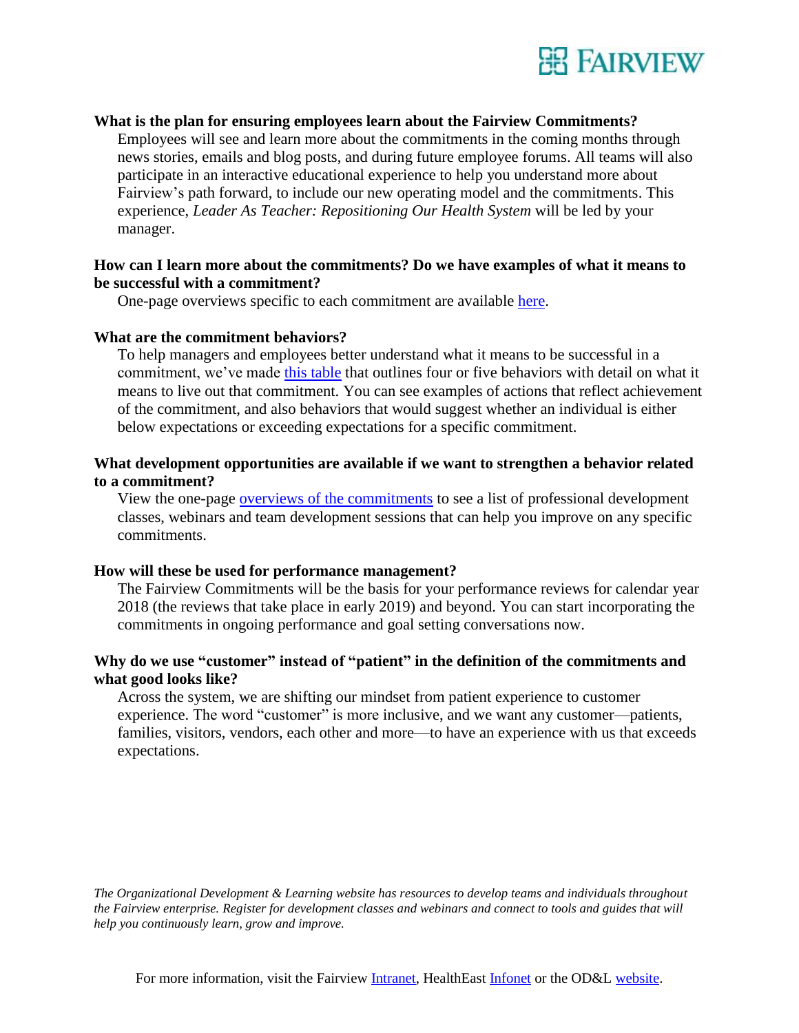**What is the plan for ensuring employees learn about the Fairview Commitments?**

Employees will see and learn more about the commitments in the coming months through news stories, emails and blog posts, and during future employee forums. All teams will also participate in an interactive educational experience to help you understand more about Fairview's path forward, to include our new operating model and the commitments. This experience, *Leader As Teacher: Repositioning Our Health System* will be led by your manager.

**How can I learn more about the commitments? Do we have examples of what it means to be successful with a commitment?**

One-page overviews specific to each commitment are available here.

**What are the commitment behaviors?**

To help managers and employees better understand what it means to be successful in a commitment, we've made this table that outlines four or five behaviors with detail on what it means to live out that commitment. You can see examples of actions that reflect achievement of the commitment, and also behaviors that would suggest whether an individual is either below expectations or exceeding expectations for a specific commitment.

**What development opportunities are available if we want to strengthen a behavior related to a commitment?**

View the one-page overviews of the commitments to see a list of professional development classes, webinars and team development sessions that can help you improve on any specific commitments.

**How will these be used for performance management?**

The Fairview Commitments will be the basis for your performance reviews for calendar year 2018 (the reviews that take place in early 2019) and beyond. You can start incorporating the commitments in ongoing performance and goal setting conversations now.

**Why do we use "customer" instead of "patient" in the definition of the commitments and what good looks like?**

Across the system, we are shifting our mindset from patient experience to customer experience. The word "customer" is more inclusive, and we want any customer—patients, families, visitors, vendors, each other and more—to have an experience with us that exceeds expectations.

*The Organizational Development & Learning website has resources to develop teams and individuals throughout the Fairview enterprise. Register for development classes and webinars and connect to tools and guides that will help you continuously learn, grow and improve.*

For more information, visit the Fairview Intranet, HealthEast Infonet or the OD&L website.